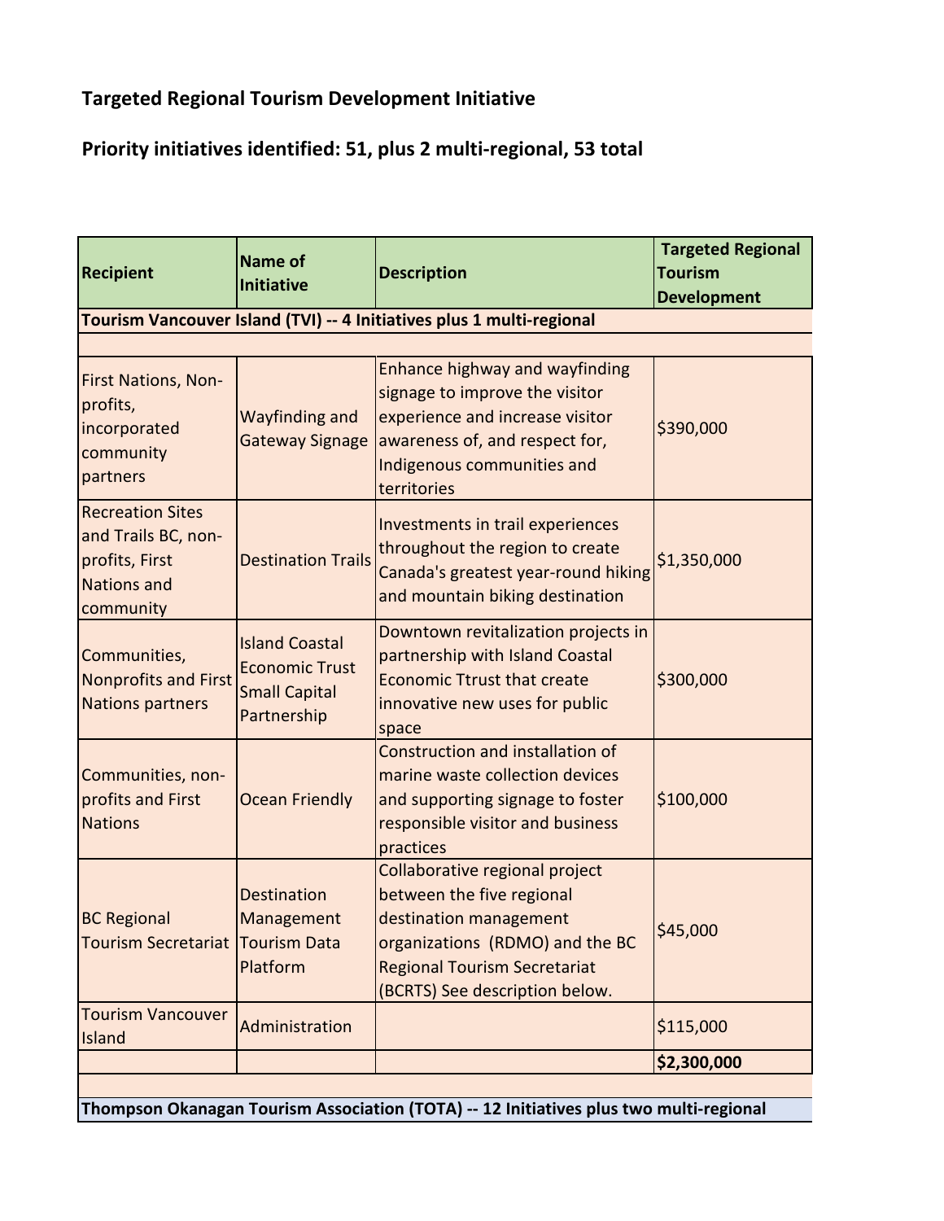**Targeted Regional Tourism Development Initiative**

**Priority initiatives identified: 51, plus 2 multi-regional, 53 total**

| Recipient | Name of Initiative | Description | Targeted Regional Tourism Development |
|---|---|---|---|
| **Tourism Vancouver Island (TVI) -- 4 Initiatives plus 1 multi-regional** | | | |
| | | | |
| First Nations, Non-profits, incorporated community partners | Wayfinding and Gateway Signage | Enhance highway and wayfinding signage to improve the visitor experience and increase visitor awareness of, and respect for, Indigenous communities and territories | $390,000 |
| Recreation Sites and Trails BC, non-profits, First Nations and community | Destination Trails | Investments in trail experiences throughout the region to create Canada's greatest year-round hiking and mountain biking destination | $1,350,000 |
| Communities, Nonprofits and First Nations partners | Island Coastal Economic Trust Small Capital Partnership | Downtown revitalization projects in partnership with Island Coastal Economic Ttrust that create innovative new uses for public space | $300,000 |
| Communities, non-profits and First Nations | Ocean Friendly | Construction and installation of marine waste collection devices and supporting signage to foster responsible visitor and business practices | $100,000 |
| BC Regional Tourism Secretariat | Destination Management Tourism Data Platform | Collaborative regional project between the five regional destination management organizations (RDMO) and the BC Regional Tourism Secretariat (BCRTS) See description below. | $45,000 |
| Tourism Vancouver Island | Administration | | $115,000 |
| | | | **$2,300,000** |
| | | | |
| **Thompson Okanagan Tourism Association (TOTA) -- 12 Initiatives plus two multi-regional** | | | |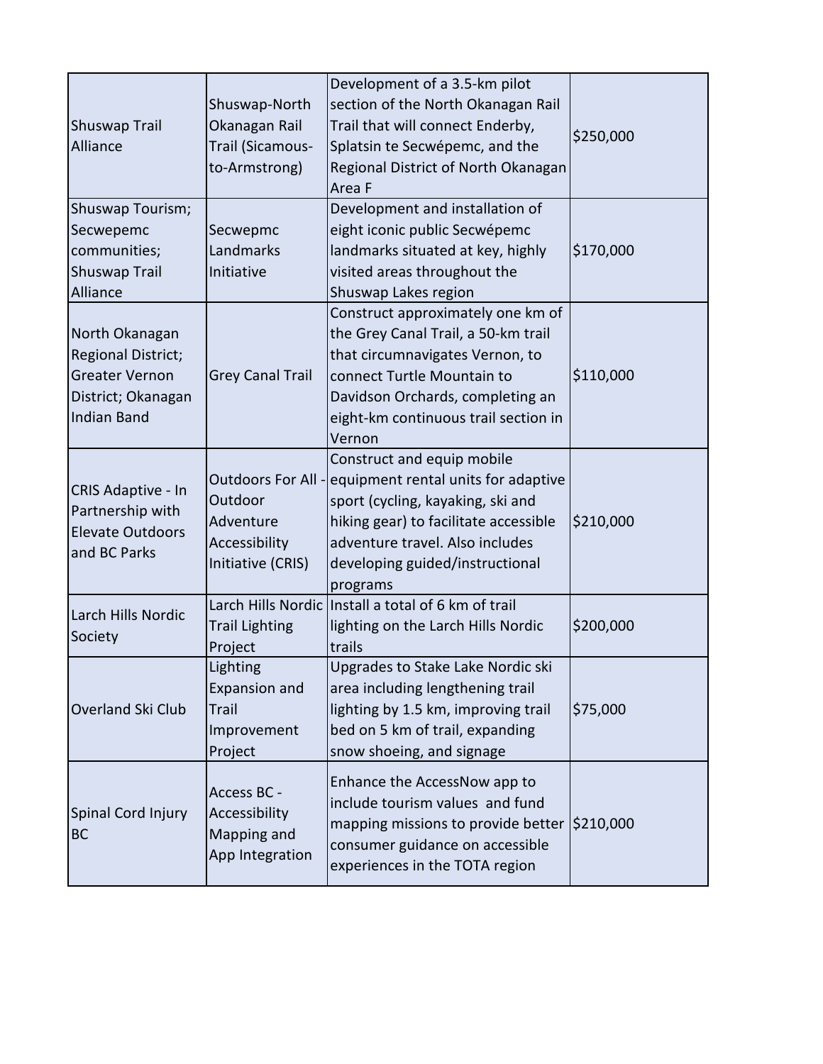| | | | |
|---|---|---|---|
| Shuswap Trail Alliance | Shuswap-North Okanagan Rail Trail (Sicamous-to-Armstrong) | Development of a 3.5-km pilot section of the North Okanagan Rail Trail that will connect Enderby, Splatsin te Secwépemc, and the Regional District of North Okanagan Area F | $250,000 |
| Shuswap Tourism; Secwepemc communities; Shuswap Trail Alliance | Secwepmc Landmarks Initiative | Development and installation of eight iconic public Secwépemc landmarks situated at key, highly visited areas throughout the Shuswap Lakes region | $170,000 |
| North Okanagan Regional District; Greater Vernon District; Okanagan Indian Band | Grey Canal Trail | Construct approximately one km of the Grey Canal Trail, a 50-km trail that circumnavigates Vernon, to connect Turtle Mountain to Davidson Orchards, completing an eight-km continuous trail section in Vernon | $110,000 |
| CRIS Adaptive - In Partnership with Elevate Outdoors and BC Parks | Outdoors For All - Outdoor Adventure Accessibility Initiative (CRIS) | Construct and equip mobile equipment rental units for adaptive sport (cycling, kayaking, ski and hiking gear) to facilitate accessible adventure travel. Also includes developing guided/instructional programs | $210,000 |
| Larch Hills Nordic Society | Larch Hills Nordic Trail Lighting Project | Install a total of 6 km of trail lighting on the Larch Hills Nordic trails | $200,000 |
| Overland Ski Club | Lighting Expansion and Trail Improvement Project | Upgrades to Stake Lake Nordic ski area including lengthening trail lighting by 1.5 km, improving trail bed on 5 km of trail, expanding snow shoeing, and signage | $75,000 |
| Spinal Cord Injury BC | Access BC - Accessibility Mapping and App Integration | Enhance the AccessNow app to include tourism values and fund mapping missions to provide better consumer guidance on accessible experiences in the TOTA region | $210,000 |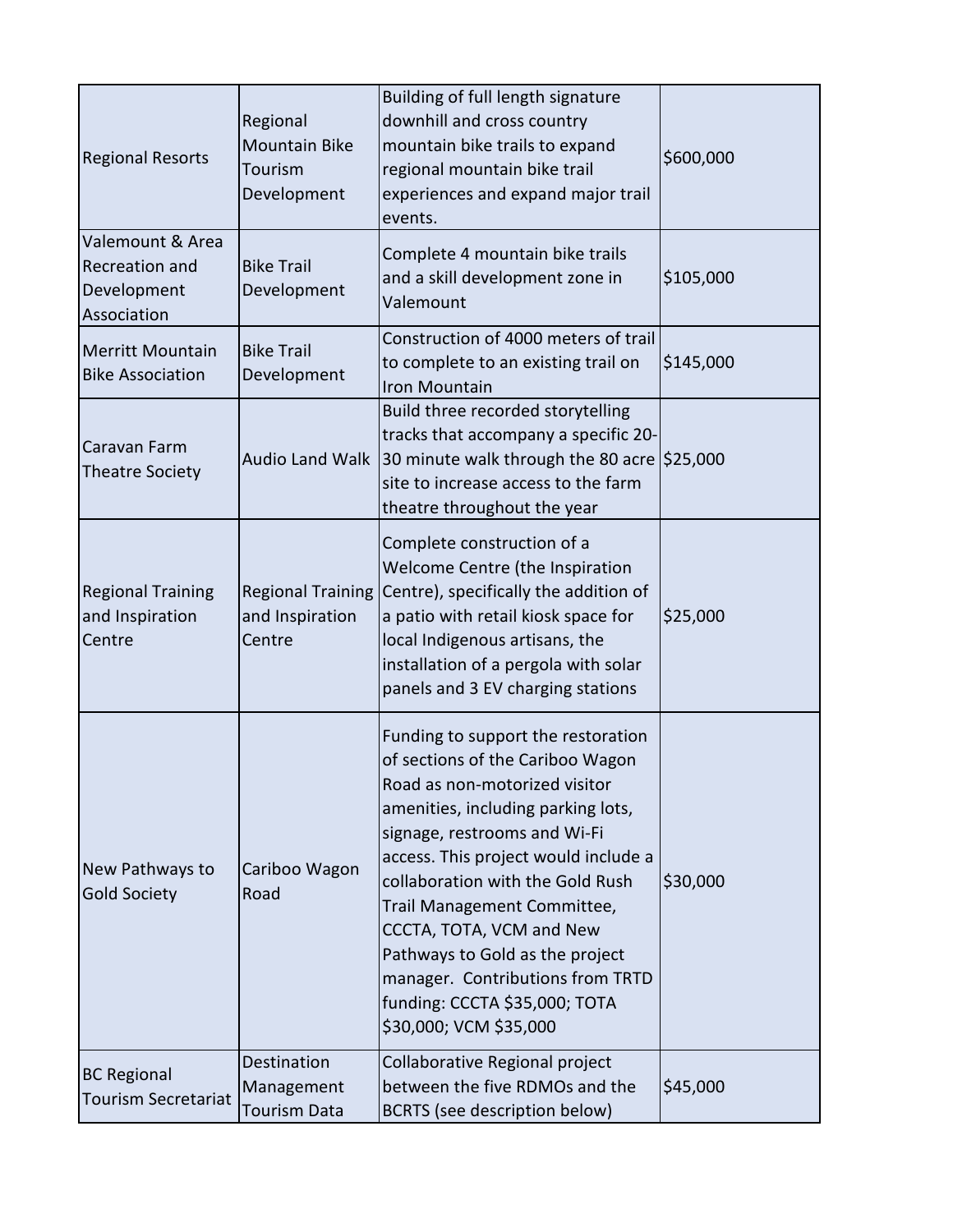| | | | |
|---|---|---|---|
| Regional Resorts | Regional Mountain Bike Tourism Development | Building of full length signature downhill and cross country mountain bike trails to expand regional mountain bike trail experiences and expand major trail events. | $600,000 |
| Valemount & Area Recreation and Development Association | Bike Trail Development | Complete 4 mountain bike trails and a skill development zone in Valemount | $105,000 |
| Merritt Mountain Bike Association | Bike Trail Development | Construction of 4000 meters of trail to complete to an existing trail on Iron Mountain | $145,000 |
| Caravan Farm Theatre Society | Audio Land Walk | Build three recorded storytelling tracks that accompany a specific 20-30 minute walk through the 80 acre site to increase access to the farm theatre throughout the year | $25,000 |
| Regional Training and Inspiration Centre | Regional Training and Inspiration Centre | Complete construction of a Welcome Centre (the Inspiration Centre), specifically the addition of a patio with retail kiosk space for local Indigenous artisans, the installation of a pergola with solar panels and 3 EV charging stations | $25,000 |
| New Pathways to Gold Society | Cariboo Wagon Road | Funding to support the restoration of sections of the Cariboo Wagon Road as non-motorized visitor amenities, including parking lots, signage, restrooms and Wi-Fi access. This project would include a collaboration with the Gold Rush Trail Management Committee, CCCTA, TOTA, VCM and New Pathways to Gold as the project manager. Contributions from TRTD funding: CCCTA $35,000; TOTA $30,000; VCM $35,000 | $30,000 |
| BC Regional Tourism Secretariat | Destination Management Tourism Data | Collaborative Regional project between the five RDMOs and the BCRTS (see description below) | $45,000 |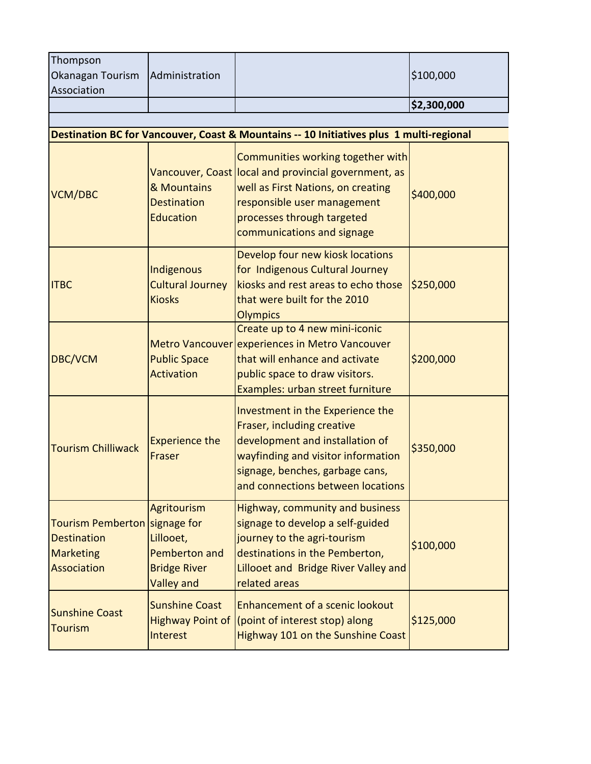| | | | |
|---|---|---|---|
| Thompson Okanagan Tourism Association | Administration | | $100,000 |
| | | | **$2,300,000** |

**Destination BC for Vancouver, Coast & Mountains -- 10 Initiatives plus 1 multi-regional**

| | | | |
|---|---|---|---|
| VCM/DBC | Vancouver, Coast & Mountains Destination Education | Communities working together with local and provincial government, as well as First Nations, on creating responsible user management processes through targeted communications and signage | $400,000 |
| ITBC | Indigenous Cultural Journey Kiosks | Develop four new kiosk locations for Indigenous Cultural Journey kiosks and rest areas to echo those that were built for the 2010 Olympics | $250,000 |
| DBC/VCM | Metro Vancouver Public Space Activation | Create up to 4 new mini-iconic experiences in Metro Vancouver that will enhance and activate public space to draw visitors. Examples: urban street furniture | $200,000 |
| Tourism Chilliwack | Experience the Fraser | Investment in the Experience the Fraser, including creative development and installation of wayfinding and visitor information signage, benches, garbage cans, and connections between locations | $350,000 |
| Tourism Pemberton Destination Marketing Association | Agritourism signage for Lillooet, Pemberton and Bridge River Valley and | Highway, community and business signage to develop a self-guided journey to the agri-tourism destinations in the Pemberton, Lillooet and Bridge River Valley and related areas | $100,000 |
| Sunshine Coast Tourism | Sunshine Coast Highway Point of Interest | Enhancement of a scenic lookout (point of interest stop) along Highway 101 on the Sunshine Coast | $125,000 |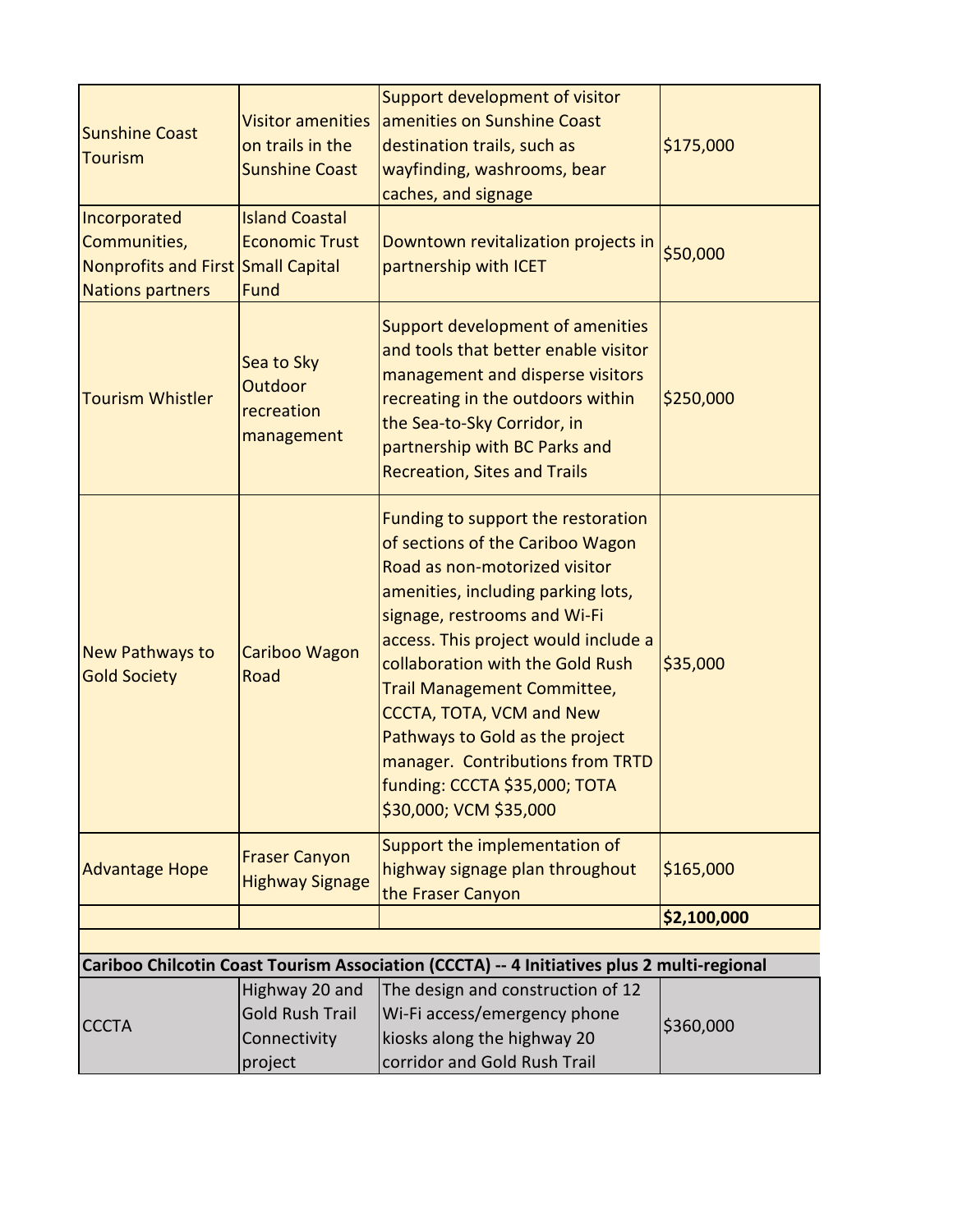| | | | |
|---|---|---|---|
| Sunshine Coast Tourism | Visitor amenities on trails in the Sunshine Coast | Support development of visitor amenities on Sunshine Coast destination trails, such as wayfinding, washrooms, bear caches, and signage | $175,000 |
| Incorporated Communities, Nonprofits and First Nations partners | Island Coastal Economic Trust Small Capital Fund | Downtown revitalization projects in partnership with ICET | $50,000 |
| Tourism Whistler | Sea to Sky Outdoor recreation management | Support development of amenities and tools that better enable visitor management and disperse visitors recreating in the outdoors within the Sea-to-Sky Corridor, in partnership with BC Parks and Recreation, Sites and Trails | $250,000 |
| New Pathways to Gold Society | Cariboo Wagon Road | Funding to support the restoration of sections of the Cariboo Wagon Road as non-motorized visitor amenities, including parking lots, signage, restrooms and Wi-Fi access. This project would include a collaboration with the Gold Rush Trail Management Committee, CCCTA, TOTA, VCM and New Pathways to Gold as the project manager. Contributions from TRTD funding: CCCTA $35,000; TOTA $30,000; VCM $35,000 | $35,000 |
| Advantage Hope | Fraser Canyon Highway Signage | Support the implementation of highway signage plan throughout the Fraser Canyon | $165,000 |
| | | | **$2,100,000** |

| **Cariboo Chilcotin Coast Tourism Association (CCCTA) -- 4 Initiatives plus 2 multi-regional** | | | |
|---|---|---|---|
| CCCTA | Highway 20 and Gold Rush Trail Connectivity project | The design and construction of 12 Wi-Fi access/emergency phone kiosks along the highway 20 corridor and Gold Rush Trail | $360,000 |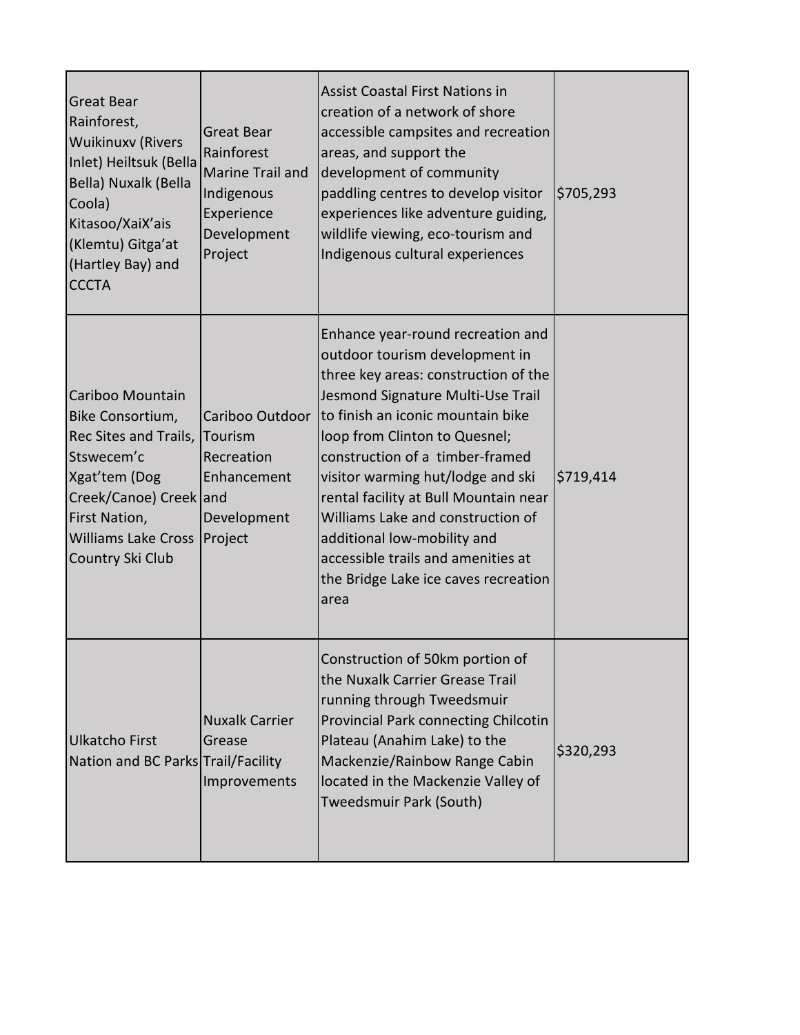| | | | |
|---|---|---|---|
| Great Bear Rainforest, Wuikinuxv (Rivers Inlet) Heiltsuk (Bella Bella) Nuxalk (Bella Coola) Kitasoo/XaiX'ais (Klemtu) Gitga'at (Hartley Bay) and CCCTA | Great Bear Rainforest Marine Trail and Indigenous Experience Development Project | Assist Coastal First Nations in creation of a network of shore accessible campsites and recreation areas, and support the development of community paddling centres to develop visitor experiences like adventure guiding, wildlife viewing, eco-tourism and Indigenous cultural experiences | $705,293 |
| Cariboo Mountain Bike Consortium, Rec Sites and Trails, Stswecem'c Xgat'tem (Dog Creek/Canoe) Creek First Nation, Williams Lake Cross Country Ski Club | Cariboo Outdoor Tourism Recreation Enhancement and Development Project | Enhance year-round recreation and outdoor tourism development in three key areas: construction of the Jesmond Signature Multi-Use Trail to finish an iconic mountain bike loop from Clinton to Quesnel; construction of a timber-framed visitor warming hut/lodge and ski rental facility at Bull Mountain near Williams Lake and construction of additional low-mobility and accessible trails and amenities at the Bridge Lake ice caves recreation area | $719,414 |
| Ulkatcho First Nation and BC Parks | Nuxalk Carrier Grease Trail/Facility Improvements | Construction of 50km portion of the Nuxalk Carrier Grease Trail running through Tweedsmuir Provincial Park connecting Chilcotin Plateau (Anahim Lake) to the Mackenzie/Rainbow Range Cabin located in the Mackenzie Valley of Tweedsmuir Park (South) | $320,293 |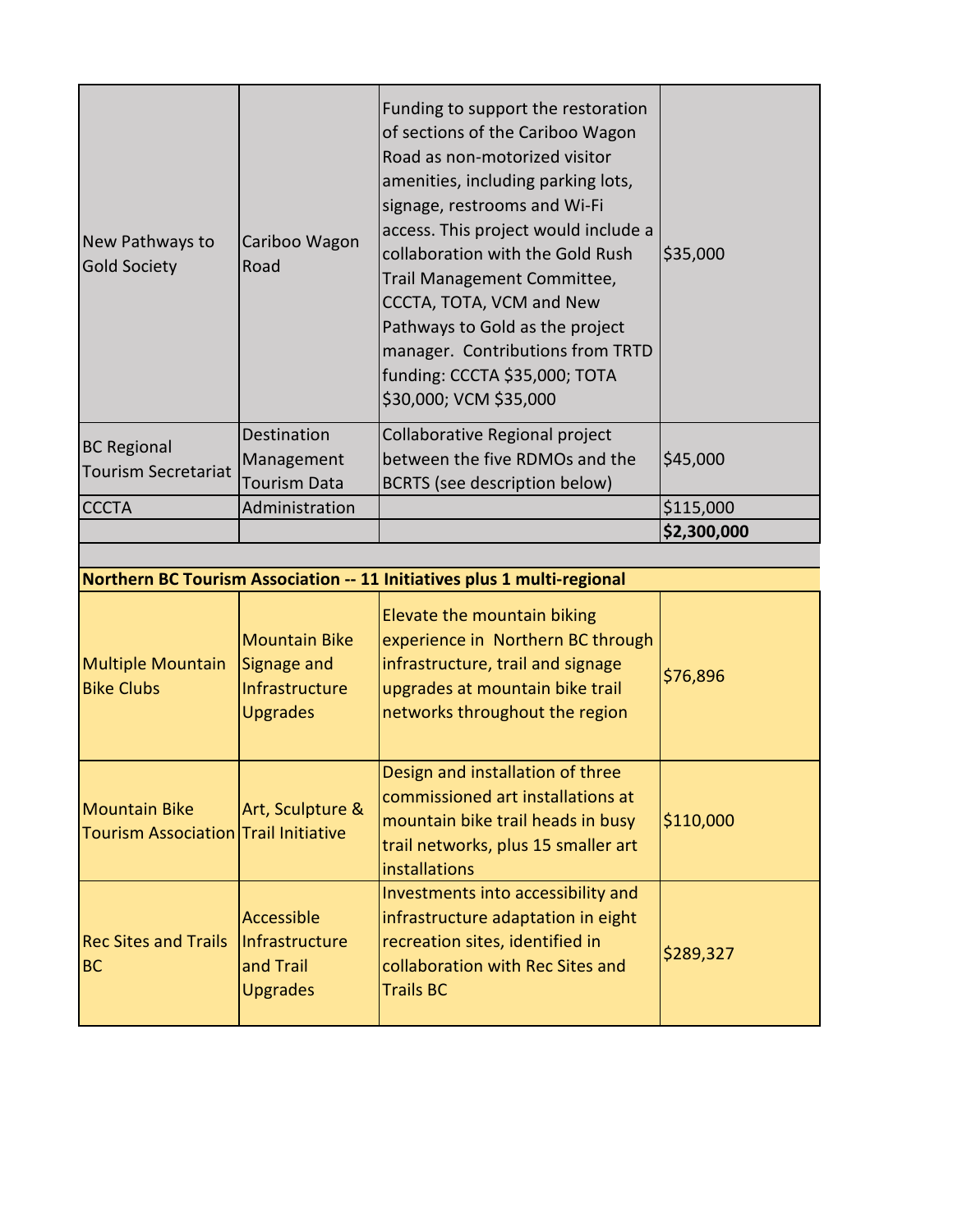| | | | |
|---|---|---|---|
| New Pathways to Gold Society | Cariboo Wagon Road | Funding to support the restoration of sections of the Cariboo Wagon Road as non-motorized visitor amenities, including parking lots, signage, restrooms and Wi-Fi access. This project would include a collaboration with the Gold Rush Trail Management Committee, CCCTA, TOTA, VCM and New Pathways to Gold as the project manager. Contributions from TRTD funding: CCCTA $35,000; TOTA $30,000; VCM $35,000 | $35,000 |
| BC Regional Tourism Secretariat | Destination Management Tourism Data | Collaborative Regional project between the five RDMOs and the BCRTS (see description below) | $45,000 |
| CCCTA | Administration | | $115,000 |
| | | | **$2,300,000** |
| | | | |
| **Northern BC Tourism Association -- 11 Initiatives plus 1 multi-regional** | | | |
| Multiple Mountain Bike Clubs | Mountain Bike Signage and Infrastructure Upgrades | Elevate the mountain biking experience in Northern BC through infrastructure, trail and signage upgrades at mountain bike trail networks throughout the region | $76,896 |
| Mountain Bike Tourism Association | Art, Sculpture & Trail Initiative | Design and installation of three commissioned art installations at mountain bike trail heads in busy trail networks, plus 15 smaller art installations | $110,000 |
| Rec Sites and Trails BC | Accessible Infrastructure and Trail Upgrades | Investments into accessibility and infrastructure adaptation in eight recreation sites, identified in collaboration with Rec Sites and Trails BC | $289,327 |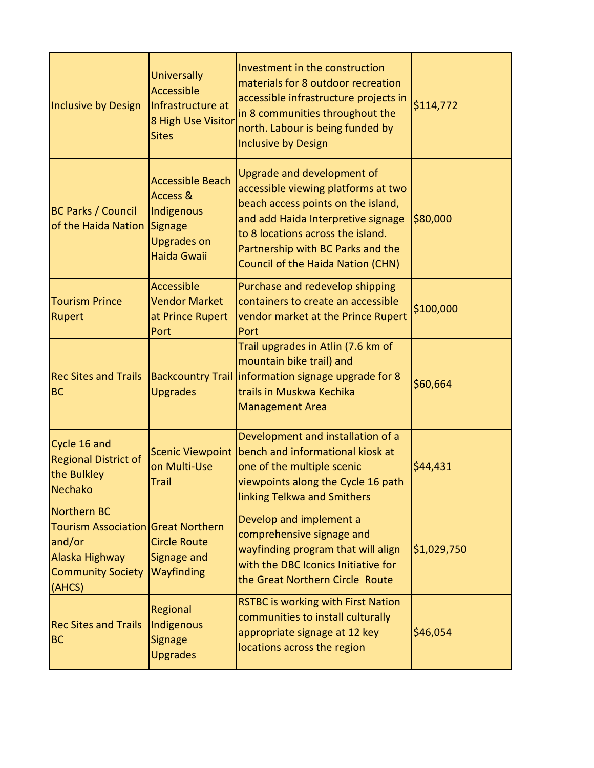| | | | |
|---|---|---|---|
| Inclusive by Design | Universally Accessible Infrastructure at 8 High Use Visitor Sites | Investment in the construction materials for 8 outdoor recreation accessible infrastructure projects in in 8 communities throughout the north. Labour is being funded by Inclusive by Design | $114,772 |
| BC Parks / Council of the Haida Nation | Accessible Beach Access & Indigenous Signage Upgrades on Haida Gwaii | Upgrade and development of accessible viewing platforms at two beach access points on the island, and add Haida Interpretive signage to 8 locations across the island. Partnership with BC Parks and the Council of the Haida Nation (CHN) | $80,000 |
| Tourism Prince Rupert | Accessible Vendor Market at Prince Rupert Port | Purchase and redevelop shipping containers to create an accessible vendor market at the Prince Rupert Port | $100,000 |
| Rec Sites and Trails BC | Backcountry Trail Upgrades | Trail upgrades in Atlin (7.6 km of mountain bike trail) and information signage upgrade for 8 trails in Muskwa Kechika Management Area | $60,664 |
| Cycle 16 and Regional District of the Bulkley Nechako | Scenic Viewpoint on Multi-Use Trail | Development and installation of a bench and informational kiosk at one of the multiple scenic viewpoints along the Cycle 16 path linking Telkwa and Smithers | $44,431 |
| Northern BC Tourism Association and/or Alaska Highway Community Society (AHCS) | Great Northern Circle Route Signage and Wayfinding | Develop and implement a comprehensive signage and wayfinding program that will align with the DBC Iconics Initiative for the Great Northern Circle Route | $1,029,750 |
| Rec Sites and Trails BC | Regional Indigenous Signage Upgrades | RSTBC is working with First Nation communities to install culturally appropriate signage at 12 key locations across the region | $46,054 |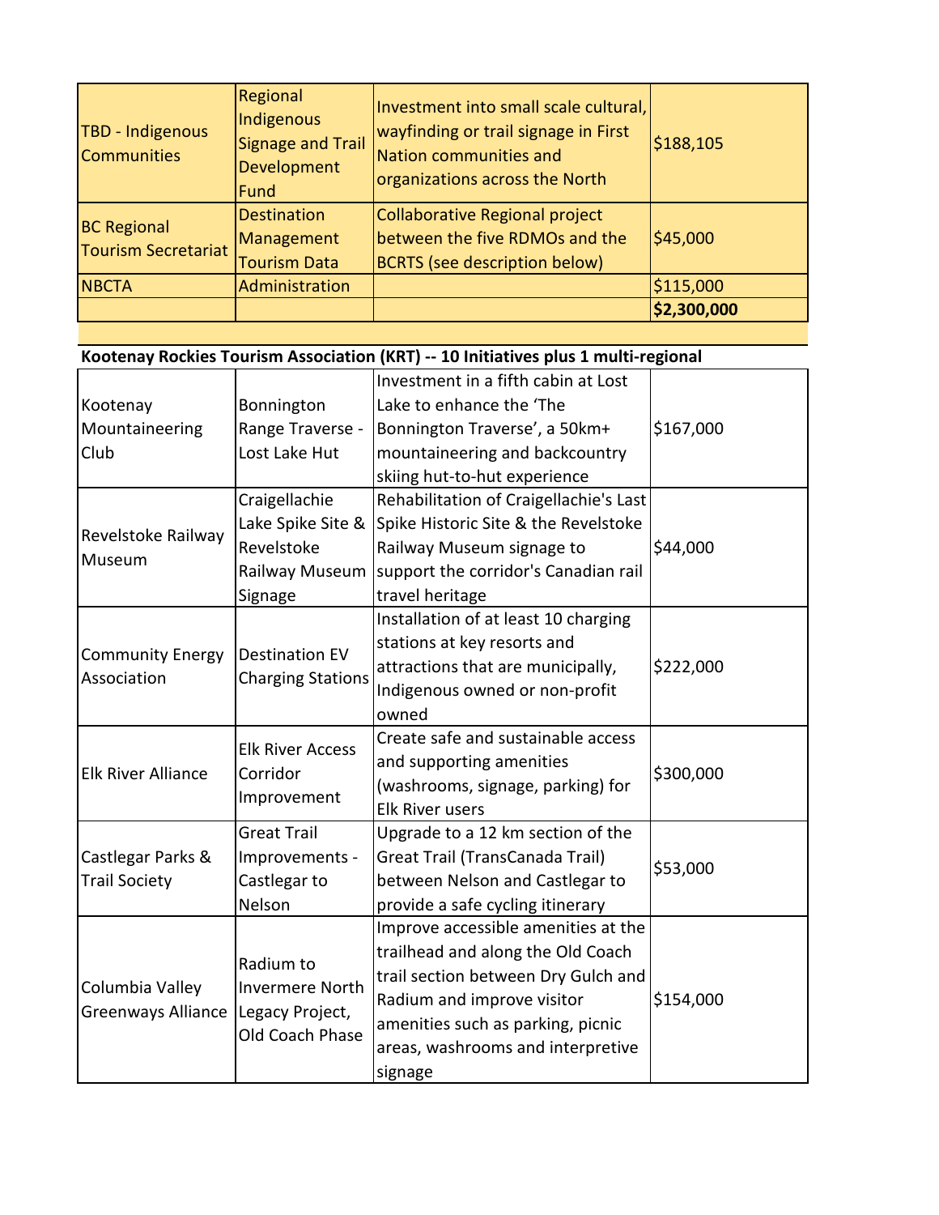| | | | |
|---|---|---|---|
| TBD - Indigenous Communities | Regional Indigenous Signage and Trail Development Fund | Investment into small scale cultural, wayfinding or trail signage in First Nation communities and organizations across the North | $188,105 |
| BC Regional Tourism Secretariat | Destination Management Tourism Data | Collaborative Regional project between the five RDMOs and the BCRTS (see description below) | $45,000 |
| NBCTA | Administration | | $115,000 |
| | | | **$2,300,000** |

**Kootenay Rockies Tourism Association (KRT) -- 10 Initiatives plus 1 multi-regional**

| | | | |
|---|---|---|---|
| Kootenay Mountaineering Club | Bonnington Range Traverse - Lost Lake Hut | Investment in a fifth cabin at Lost Lake to enhance the 'The Bonnington Traverse', a 50km+ mountaineering and backcountry skiing hut-to-hut experience | $167,000 |
| Revelstoke Railway Museum | Craigellachie Lake Spike Site & Revelstoke Railway Museum Signage | Rehabilitation of Craigellachie's Last Spike Historic Site & the Revelstoke Railway Museum signage to support the corridor's Canadian rail travel heritage | $44,000 |
| Community Energy Association | Destination EV Charging Stations | Installation of at least 10 charging stations at key resorts and attractions that are municipally, Indigenous owned or non-profit owned | $222,000 |
| Elk River Alliance | Elk River Access Corridor Improvement | Create safe and sustainable access and supporting amenities (washrooms, signage, parking) for Elk River users | $300,000 |
| Castlegar Parks & Trail Society | Great Trail Improvements - Castlegar to Nelson | Upgrade to a 12 km section of the Great Trail (TransCanada Trail) between Nelson and Castlegar to provide a safe cycling itinerary | $53,000 |
| Columbia Valley Greenways Alliance | Radium to Invermere North Legacy Project, Old Coach Phase | Improve accessible amenities at the trailhead and along the Old Coach trail section between Dry Gulch and Radium and improve visitor amenities such as parking, picnic areas, washrooms and interpretive signage | $154,000 |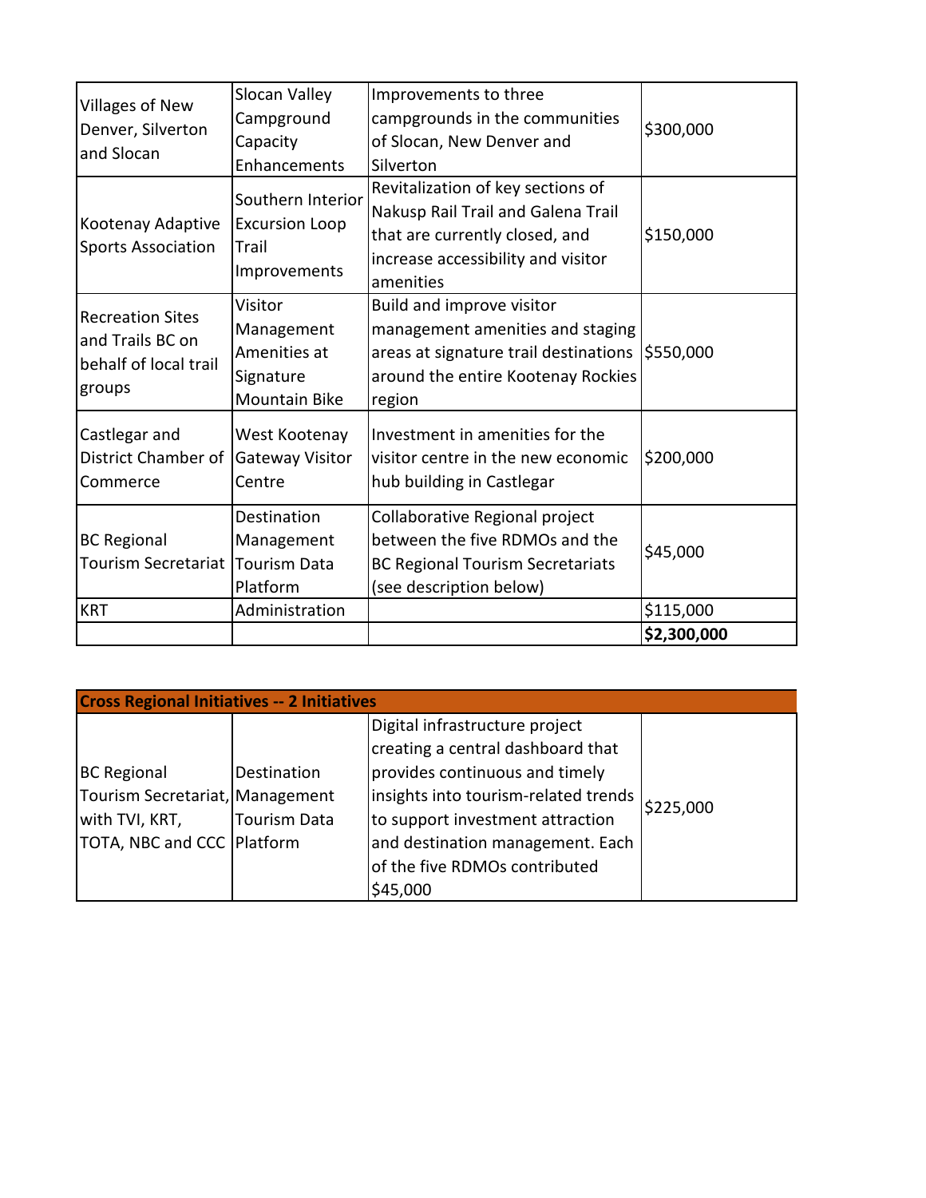| | | | |
|---|---|---|---|
| Villages of New Denver, Silverton and Slocan | Slocan Valley Campground Capacity Enhancements | Improvements to three campgrounds in the communities of Slocan, New Denver and Silverton | $300,000 |
| Kootenay Adaptive Sports Association | Southern Interior Excursion Loop Trail Improvements | Revitalization of key sections of Nakusp Rail Trail and Galena Trail that are currently closed, and increase accessibility and visitor amenities | $150,000 |
| Recreation Sites and Trails BC on behalf of local trail groups | Visitor Management Amenities at Signature Mountain Bike | Build and improve visitor management amenities and staging areas at signature trail destinations around the entire Kootenay Rockies region | $550,000 |
| Castlegar and District Chamber of Commerce | West Kootenay Gateway Visitor Centre | Investment in amenities for the visitor centre in the new economic hub building in Castlegar | $200,000 |
| BC Regional Tourism Secretariat | Destination Management Tourism Data Platform | Collaborative Regional project between the five RDMOs and the BC Regional Tourism Secretariats (see description below) | $45,000 |
| KRT | Administration | | $115,000 |
| | | | **$2,300,000** |

| **Cross Regional Initiatives -- 2 Initiatives** | | | |
|---|---|---|---|
| BC Regional Tourism Secretariat, with TVI, KRT, TOTA, NBC and CCC | Destination Management Tourism Data Platform | Digital infrastructure project creating a central dashboard that provides continuous and timely insights into tourism-related trends to support investment attraction and destination management. Each of the five RDMOs contributed $45,000 | $225,000 |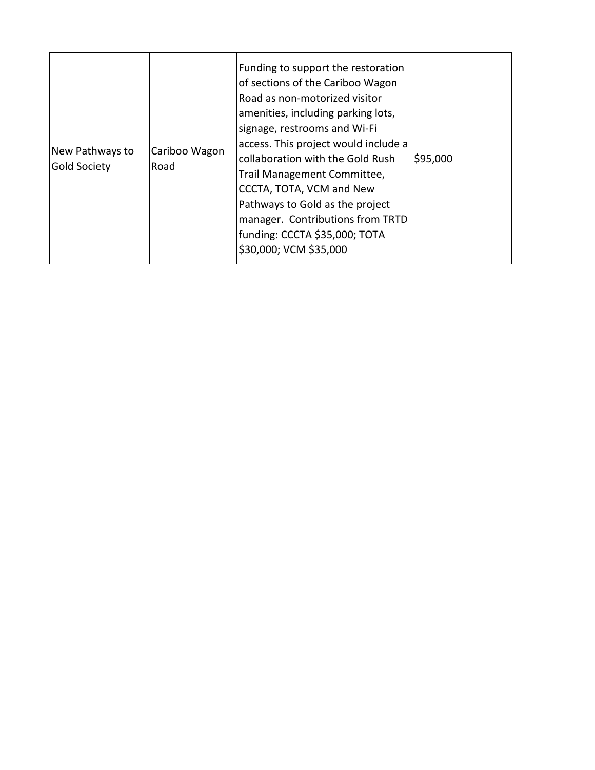| | | | |
|---|---|---|---|
| New Pathways to Gold Society | Cariboo Wagon Road | Funding to support the restoration of sections of the Cariboo Wagon Road as non-motorized visitor amenities, including parking lots, signage, restrooms and Wi-Fi access. This project would include a collaboration with the Gold Rush Trail Management Committee, CCCTA, TOTA, VCM and New Pathways to Gold as the project manager. Contributions from TRTD funding: CCCTA $35,000; TOTA $30,000; VCM $35,000 | $95,000 |